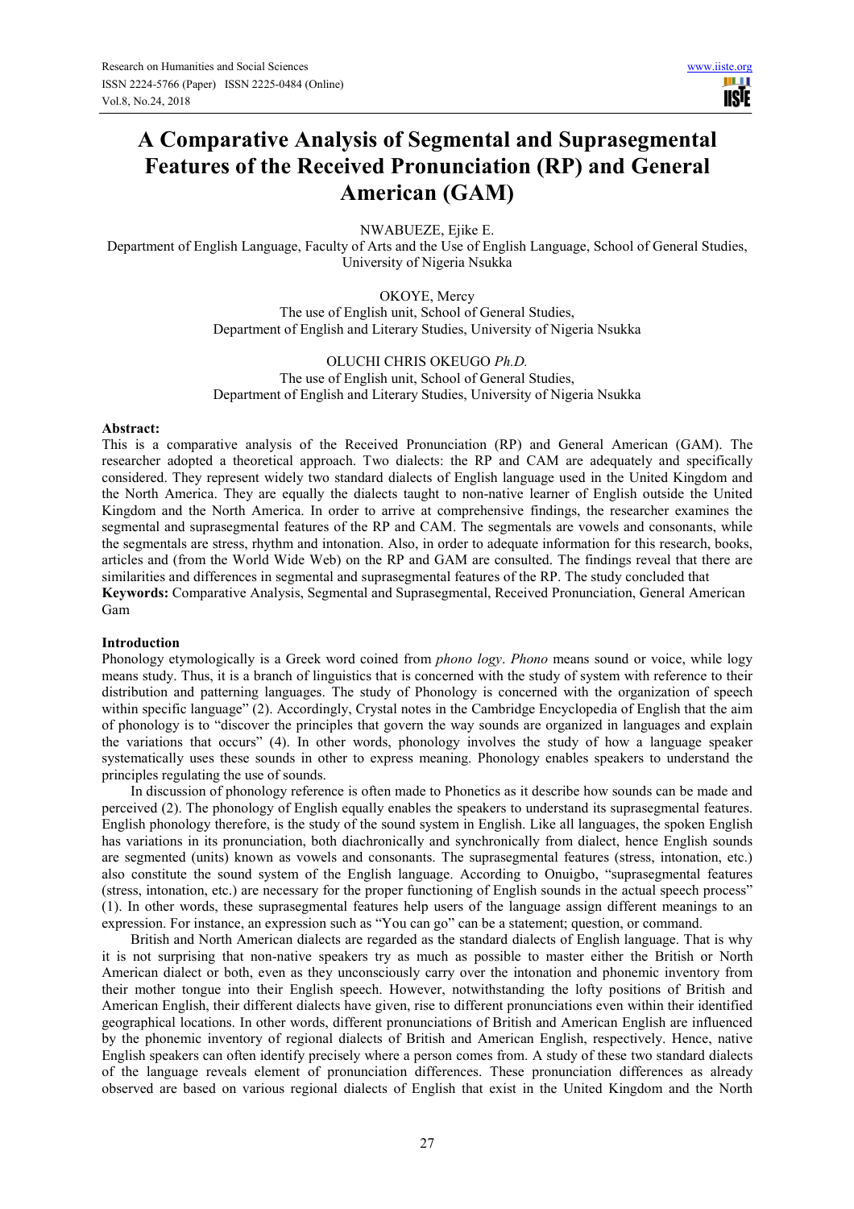# A Comparative Analysis of Segmental and Suprasegmental Features of the Received Pronunciation (RP) and General American (GAM)

NWABUEZE, Ejike E.

Department of English Language, Faculty of Arts and the Use of English Language, School of General Studies, University of Nigeria Nsukka

OKOYE, Mercy

The use of English unit, School of General Studies, Department of English and Literary Studies, University of Nigeria Nsukka

OLUCHI CHRIS OKEUGO *Ph.D.*

The use of English unit, School of General Studies, Department of English and Literary Studies, University of Nigeria Nsukka

**Abstract:**

This is a comparative analysis of the Received Pronunciation (RP) and General American (GAM). The researcher adopted a theoretical approach. Two dialects: the RP and CAM are adequately and specifically considered. They represent widely two standard dialects of English language used in the United Kingdom and the North America. They are equally the dialects taught to non-native learner of English outside the United Kingdom and the North America. In order to arrive at comprehensive findings, the researcher examines the segmental and suprasegmental features of the RP and CAM. The segmentals are vowels and consonants, while the segmentals are stress, rhythm and intonation. Also, in order to adequate information for this research, books, articles and (from the World Wide Web) on the RP and GAM are consulted. The findings reveal that there are similarities and differences in segmental and suprasegmental features of the RP. The study concluded that

**Keywords:** Comparative Analysis, Segmental and Suprasegmental, Received Pronunciation, General American Gam

## Introduction

Phonology etymologically is a Greek word coined from *phono logy*. *Phono* means sound or voice, while logy means study. Thus, it is a branch of linguistics that is concerned with the study of system with reference to their distribution and patterning languages. The study of Phonology is concerned with the organization of speech within specific language" (2). Accordingly, Crystal notes in the Cambridge Encyclopedia of English that the aim of phonology is to "discover the principles that govern the way sounds are organized in languages and explain the variations that occurs" (4). In other words, phonology involves the study of how a language speaker systematically uses these sounds in other to express meaning. Phonology enables speakers to understand the principles regulating the use of sounds.

In discussion of phonology reference is often made to Phonetics as it describe how sounds can be made and perceived (2). The phonology of English equally enables the speakers to understand its suprasegmental features. English phonology therefore, is the study of the sound system in English. Like all languages, the spoken English has variations in its pronunciation, both diachronically and synchronically from dialect, hence English sounds are segmented (units) known as vowels and consonants. The suprasegmental features (stress, intonation, etc.) also constitute the sound system of the English language. According to Onuigbo, "suprasegmental features (stress, intonation, etc.) are necessary for the proper functioning of English sounds in the actual speech process" (1). In other words, these suprasegmental features help users of the language assign different meanings to an expression. For instance, an expression such as "You can go" can be a statement; question, or command.

British and North American dialects are regarded as the standard dialects of English language. That is why it is not surprising that non-native speakers try as much as possible to master either the British or North American dialect or both, even as they unconsciously carry over the intonation and phonemic inventory from their mother tongue into their English speech. However, notwithstanding the lofty positions of British and American English, their different dialects have given, rise to different pronunciations even within their identified geographical locations. In other words, different pronunciations of British and American English are influenced by the phonemic inventory of regional dialects of British and American English, respectively. Hence, native English speakers can often identify precisely where a person comes from. A study of these two standard dialects of the language reveals element of pronunciation differences. These pronunciation differences as already observed are based on various regional dialects of English that exist in the United Kingdom and the North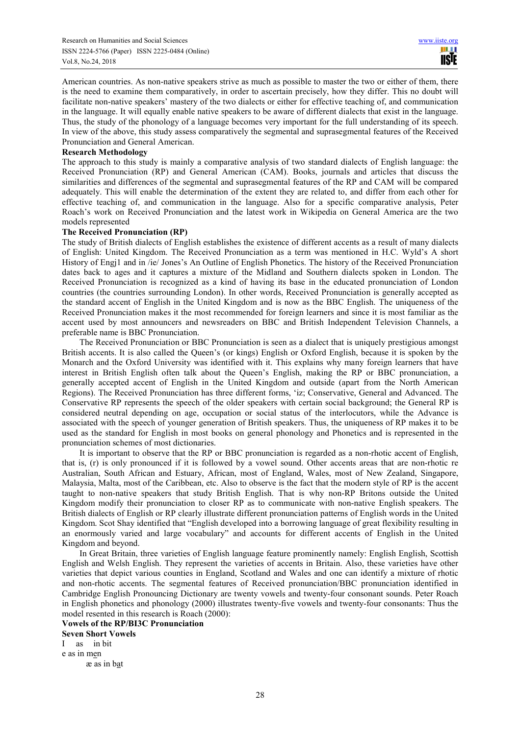American countries. As non-native speakers strive as much as possible to master the two or either of them, there is the need to examine them comparatively, in order to ascertain precisely, how they differ. This no doubt will facilitate non-native speakers' mastery of the two dialects or either for effective teaching of, and communication in the language. It will equally enable native speakers to be aware of different dialects that exist in the language. Thus, the study of the phonology of a language becomes very important for the full understanding of its speech. In view of the above, this study assess comparatively the segmental and suprasegmental features of the Received Pronunciation and General American.

**Research Methodology**

The approach to this study is mainly a comparative analysis of two standard dialects of English language: the Received Pronunciation (RP) and General American (CAM). Books, journals and articles that discuss the similarities and differences of the segmental and suprasegmental features of the RP and CAM will be compared adequately. This will enable the determination of the extent they are related to, and differ from each other for effective teaching of, and communication in the language. Also for a specific comparative analysis, Peter Roach's work on Received Pronunciation and the latest work in Wikipedia on General America are the two models represented

**The Received Pronunciation (RP)**

The study of British dialects of English establishes the existence of different accents as a result of many dialects of English: United Kingdom. The Received Pronunciation as a term was mentioned in H.C. Wyld's A short History of Engj1 and in /ie/ Jones's An Outline of English Phonetics. The history of the Received Pronunciation dates back to ages and it captures a mixture of the Midland and Southern dialects spoken in London. The Received Pronunciation is recognized as a kind of having its base in the educated pronunciation of London countries (the countries surrounding London). In other words, Received Pronunciation is generally accepted as the standard accent of English in the United Kingdom and is now as the BBC English. The uniqueness of the Received Pronunciation makes it the most recommended for foreign learners and since it is most familiar as the accent used by most announcers and newsreaders on BBC and British Independent Television Channels, a preferable name is BBC Pronunciation.

The Received Pronunciation or BBC Pronunciation is seen as a dialect that is uniquely prestigious amongst British accents. It is also called the Queen's (or kings) English or Oxford English, because it is spoken by the Monarch and the Oxford University was identified with it. This explains why many foreign learners that have interest in British English often talk about the Queen's English, making the RP or BBC pronunciation, a generally accepted accent of English in the United Kingdom and outside (apart from the North American Regions). The Received Pronunciation has three different forms, 'iz; Conservative, General and Advanced. The Conservative RP represents the speech of the older speakers with certain social background; the General RP is considered neutral depending on age, occupation or social status of the interlocutors, while the Advance is associated with the speech of younger generation of British speakers. Thus, the uniqueness of RP makes it to be used as the standard for English in most books on general phonology and Phonetics and is represented in the pronunciation schemes of most dictionaries.

It is important to observe that the RP or BBC pronunciation is regarded as a non-rhotic accent of English, that is, (r) is only pronounced if it is followed by a vowel sound. Other accents areas that are non-rhotic re Australian, South African and Estuary, African, most of England, Wales, most of New Zealand, Singapore, Malaysia, Malta, most of the Caribbean, etc. Also to observe is the fact that the modern style of RP is the accent taught to non-native speakers that study British English. That is why non-RP Britons outside the United Kingdom modify their pronunciation to closer RP as to communicate with non-native English speakers. The British dialects of English or RP clearly illustrate different pronunciation patterns of English words in the United Kingdom. Scot Shay identified that "English developed into a borrowing language of great flexibility resulting in an enormously varied and large vocabulary" and accounts for different accents of English in the United Kingdom and beyond.

In Great Britain, three varieties of English language feature prominently namely: English English, Scottish English and Welsh English. They represent the varieties of accents in Britain. Also, these varieties have other varieties that depict various counties in England, Scotland and Wales and one can identify a mixture of rhotic and non-rhotic accents. The segmental features of Received pronunciation/BBC pronunciation identified in Cambridge English Pronouncing Dictionary are twenty vowels and twenty-four consonant sounds. Peter Roach in English phonetics and phonology (2000) illustrates twenty-five vowels and twenty-four consonants: Thus the model resented in this research is Roach (2000):

**Vowels of the RP/BI3C Pronunciation**

**Seven Short Vowels**

I as in bit

e as in men

æ as in bat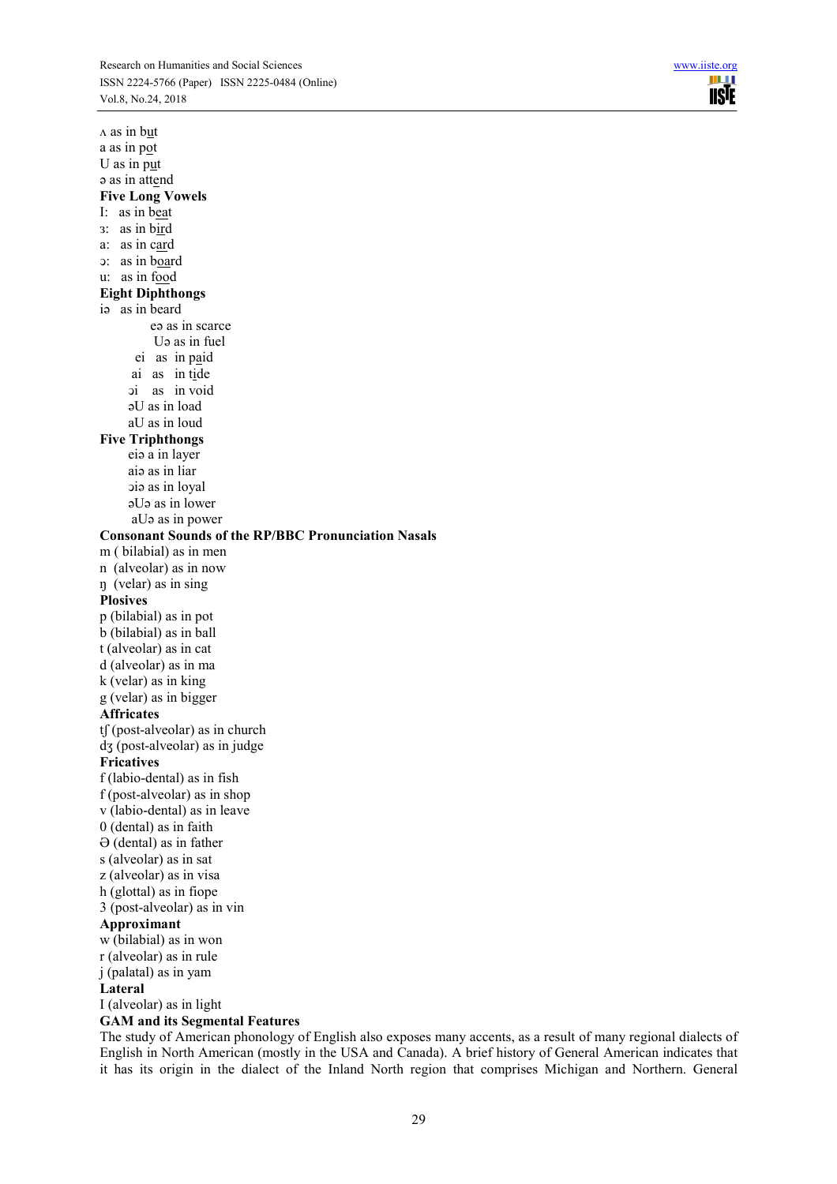ʌ as in but
a as in pot
U as in put
ə as in attend

**Five Long Vowels**

I: as in beat
ɜ: as in bird
a: as in card
ɔ: as in board
u: as in food

**Eight Diphthongs**

iə as in beard
eə as in scarce
Uə as in fuel
ei as in paid
ai as in tide
ɔi as in void
əU as in load
aU as in loud

**Five Triphthongs**

eiə a in layer
aiə as in liar
ɔiə as in loyal
əUə as in lower
aUə as in power

**Consonant Sounds of the RP/BBC Pronunciation Nasals**

m ( bilabial) as in men
n (alveolar) as in now
ŋ (velar) as in sing

**Plosives**

p (bilabial) as in pot
b (bilabial) as in ball
t (alveolar) as in cat
d (alveolar) as in ma
k (velar) as in king
g (velar) as in bigger

**Affricates**

tʃ (post-alveolar) as in church
dʒ (post-alveolar) as in judge

**Fricatives**

f (labio-dental) as in fish
f (post-alveolar) as in shop
v (labio-dental) as in leave
0 (dental) as in faith
Ɵ (dental) as in father
s (alveolar) as in sat
z (alveolar) as in visa
h (glottal) as in fiope
3 (post-alveolar) as in vin

**Approximant**

w (bilabial) as in won
r (alveolar) as in rule
j (palatal) as in yam

**Lateral**

I (alveolar) as in light

**GAM and its Segmental Features**

The study of American phonology of English also exposes many accents, as a result of many regional dialects of English in North American (mostly in the USA and Canada). A brief history of General American indicates that it has its origin in the dialect of the Inland North region that comprises Michigan and Northern. General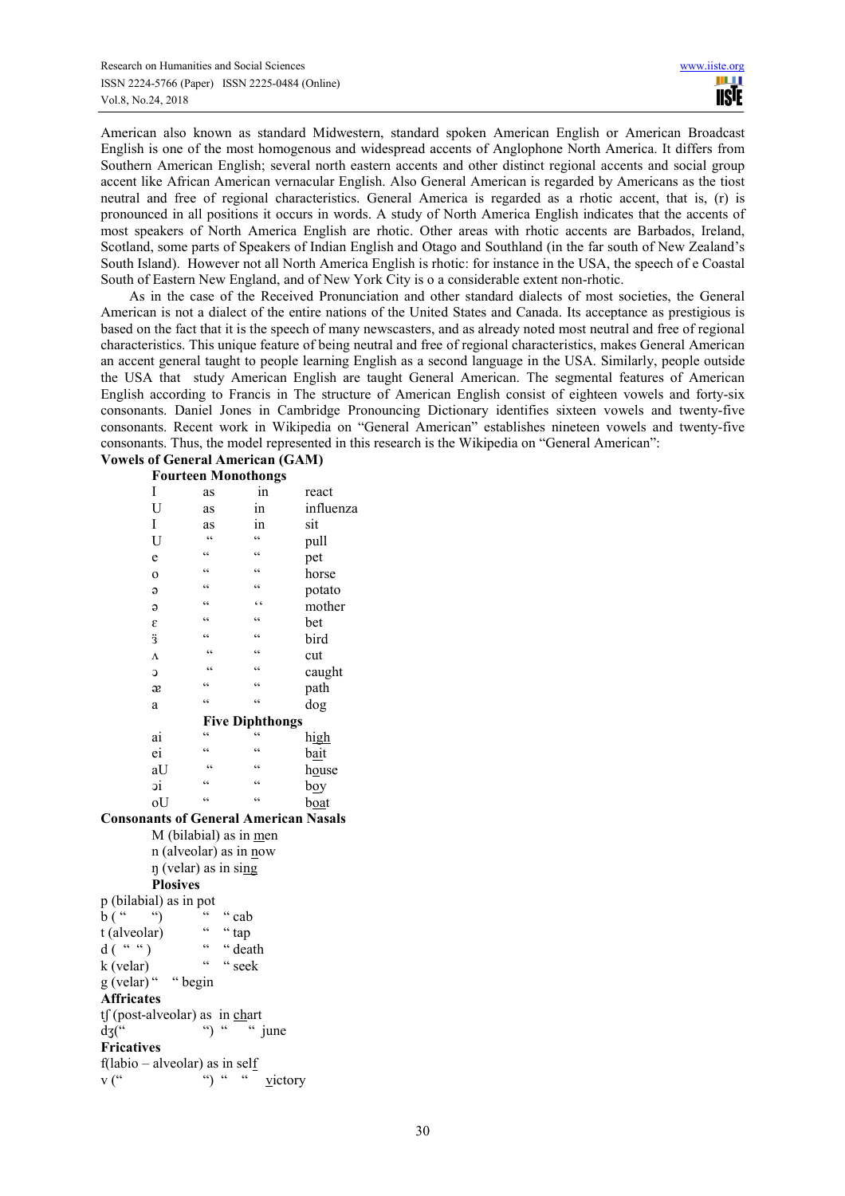American also known as standard Midwestern, standard spoken American English or American Broadcast English is one of the most homogenous and widespread accents of Anglophone North America. It differs from Southern American English; several north eastern accents and other distinct regional accents and social group accent like African American vernacular English. Also General American is regarded by Americans as the tiost neutral and free of regional characteristics. General America is regarded as a rhotic accent, that is, (r) is pronounced in all positions it occurs in words. A study of North America English indicates that the accents of most speakers of North America English are rhotic. Other areas with rhotic accents are Barbados, Ireland, Scotland, some parts of Speakers of Indian English and Otago and Southland (in the far south of New Zealand's South Island). However not all North America English is rhotic: for instance in the USA, the speech of e Coastal South of Eastern New England, and of New York City is o a considerable extent non-rhotic.

As in the case of the Received Pronunciation and other standard dialects of most societies, the General American is not a dialect of the entire nations of the United States and Canada. Its acceptance as prestigious is based on the fact that it is the speech of many newscasters, and as already noted most neutral and free of regional characteristics. This unique feature of being neutral and free of regional characteristics, makes General American an accent general taught to people learning English as a second language in the USA. Similarly, people outside the USA that study American English are taught General American. The segmental features of American English according to Francis in The structure of American English consist of eighteen vowels and forty-six consonants. Daniel Jones in Cambridge Pronouncing Dictionary identifies sixteen vowels and twenty-five consonants. Recent work in Wikipedia on "General American" establishes nineteen vowels and twenty-five consonants. Thus, the model represented in this research is the Wikipedia on "General American":

**Vowels of General American (GAM)**

**Fourteen Monothongs**

| | | | |
|---|---|---|---|
| I | as | in | react |
| U | as | in | influenza |
| I | as | in | sit |
| U | " | " | pull |
| e | " | " | pet |
| o | " | " | horse |
| ə | " | " | potato |
| ə | " | " | mother |
| ɛ | " | " | bet |
| ɜ̈ | " | " | bird |
| ʌ | " | " | cut |
| ɔ | " | " | caught |
| æ | " | " | path |
| a | " | " | dog |

**Five Diphthongs**

| | | | |
|---|---|---|---|
| ai | " | " | hi<u>gh</u> |
| ei | " | " | b<u>ai</u>t |
| aU | " | " | h<u>o</u>use |
| ɔi | " | " | b<u>o</u>y |
| oU | " | " | b<u>o</u>at |

**Consonants of General American Nasals**

M (bilabial) as in <u>m</u>en

n (alveolar) as in <u>n</u>ow

ŋ (velar) as in si<u>ng</u>

**Plosives**

p (bilabial) as in pot

b ( " ") " " cab

t (alveolar) " " tap

d ( " " ) " " death

k (velar) " " seek

g (velar) " " begin

**Affricates**

tʃ (post-alveolar) as in <u>ch</u>art

dʒ(" ") " " june

**Fricatives**

f(labio – alveolar) as in sel<u>f</u>

v (" ") " " <u>v</u>ictory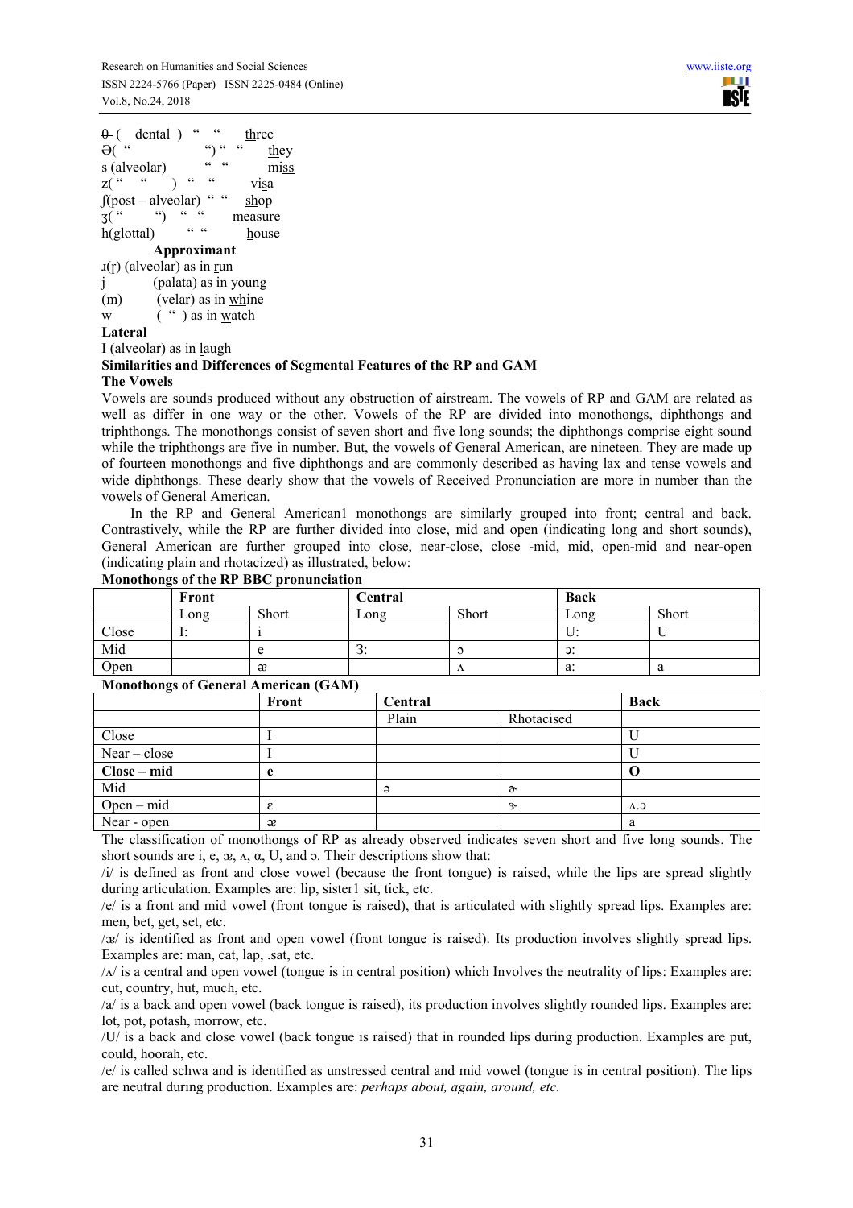θ ( dental ) " " three
Ə( " ") " " they
s (alveolar) " " miss
z( " " ) " " visa
ʃ(post – alveolar) " " shop
ʒ( " ") " " measure
h(glottal) " " house

**Approximant**

ɹ(r) (alveolar) as in run
j (palata) as in young
(m) (velar) as in whine
w ( " ) as in watch

**Lateral**

I (alveolar) as in laugh

**Similarities and Differences of Segmental Features of the RP and GAM**

**The Vowels**

Vowels are sounds produced without any obstruction of airstream. The vowels of RP and GAM are related as well as differ in one way or the other. Vowels of the RP are divided into monothongs, diphthongs and triphthongs. The monothongs consist of seven short and five long sounds; the diphthongs comprise eight sound while the triphthongs are five in number. But, the vowels of General American, are nineteen. They are made up of fourteen monothongs and five diphthongs and are commonly described as having lax and tense vowels and wide diphthongs. These dearly show that the vowels of Received Pronunciation are more in number than the vowels of General American.

In the RP and General American1 monothongs are similarly grouped into front; central and back. Contrastively, while the RP are further divided into close, mid and open (indicating long and short sounds), General American are further grouped into close, near-close, close -mid, mid, open-mid and near-open (indicating plain and rhotacized) as illustrated, below:

**Monothongs of the RP BBC pronunciation**

| | **Front** | | **Central** | | **Back** | |
|---|---|---|---|---|---|---|
| | Long | Short | Long | Short | Long | Short |
| Close | I: | i | | | U: | U |
| Mid | | e | 3: | ə | ɔ: | |
| Open | | æ | | ʌ | a: | a |

**Monothongs of General American (GAM)**

| | **Front** | **Central** | | **Back** |
|---|---|---|---|---|
| | | Plain | Rhotacised | |
| Close | I | | | U |
| Near – close | I | | | U |
| **Close – mid** | **e** | | | **O** |
| Mid | | ə | ɚ | |
| Open – mid | ɛ | | ɝ | ʌ.ɔ |
| Near - open | æ | | | a |

The classification of monothongs of RP as already observed indicates seven short and five long sounds. The short sounds are i, e, æ, ʌ, α, U, and ə. Their descriptions show that:

/i/ is defined as front and close vowel (because the front tongue) is raised, while the lips are spread slightly during articulation. Examples are: lip, sister1 sit, tick, etc.

/e/ is a front and mid vowel (front tongue is raised), that is articulated with slightly spread lips. Examples are: men, bet, get, set, etc.

/æ/ is identified as front and open vowel (front tongue is raised). Its production involves slightly spread lips. Examples are: man, cat, lap, .sat, etc.

/ʌ/ is a central and open vowel (tongue is in central position) which Involves the neutrality of lips: Examples are: cut, country, hut, much, etc.

/a/ is a back and open vowel (back tongue is raised), its production involves slightly rounded lips. Examples are: lot, pot, potash, morrow, etc.

/U/ is a back and close vowel (back tongue is raised) that in rounded lips during production. Examples are put, could, hoorah, etc.

/e/ is called schwa and is identified as unstressed central and mid vowel (tongue is in central position). The lips are neutral during production. Examples are: *perhaps about, again, around, etc.*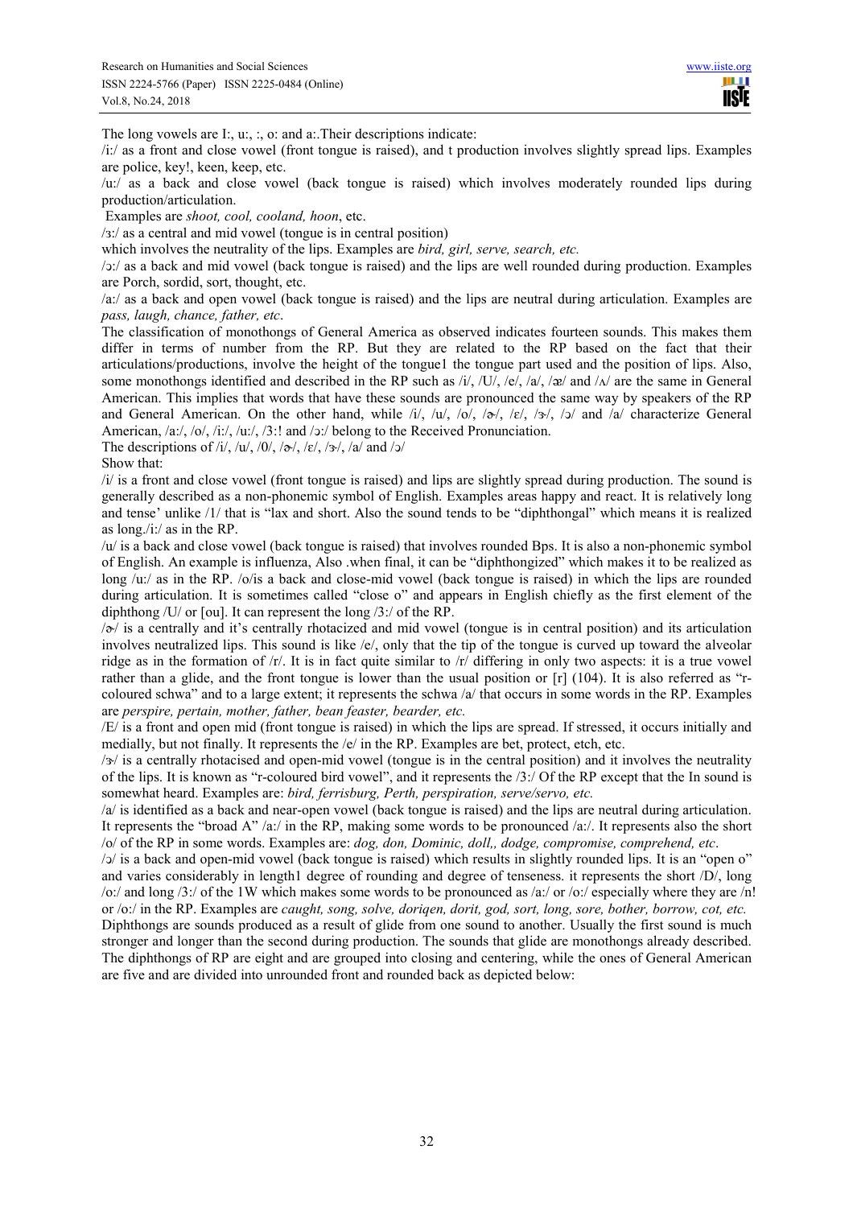The long vowels are I:, u:, :, o: and a:.Their descriptions indicate:

/i:/ as a front and close vowel (front tongue is raised), and t production involves slightly spread lips. Examples are police, key!, keen, keep, etc.

/u:/ as a back and close vowel (back tongue is raised) which involves moderately rounded lips during production/articulation.

Examples are *shoot, cool, cooland, hoon*, etc.

/ɜ:/ as a central and mid vowel (tongue is in central position)

which involves the neutrality of the lips. Examples are *bird, girl, serve, search, etc.*

/ɔ:/ as a back and mid vowel (back tongue is raised) and the lips are well rounded during production. Examples are Porch, sordid, sort, thought, etc.

/a:/ as a back and open vowel (back tongue is raised) and the lips are neutral during articulation. Examples are *pass, laugh, chance, father, etc*.

The classification of monothongs of General America as observed indicates fourteen sounds. This makes them differ in terms of number from the RP. But they are related to the RP based on the fact that their articulations/productions, involve the height of the tongue1 the tongue part used and the position of lips. Also, some monothongs identified and described in the RP such as /i/, /U/, /e/, /a/, /æ/ and /ʌ/ are the same in General American. This implies that words that have these sounds are pronounced the same way by speakers of the RP and General American. On the other hand, while /i/, /u/, /o/, /ɚ/, /ɛ/, /ɝ/, /ɔ/ and /a/ characterize General American, /a:/, /o/, /i:/, /u:/, /3:! and /ɔ:/ belong to the Received Pronunciation.

The descriptions of /i/, /u/, /0/, /ɚ/, /ɛ/, /ɝ/, /a/ and /ɔ/

Show that:

/i/ is a front and close vowel (front tongue is raised) and lips are slightly spread during production. The sound is generally described as a non-phonemic symbol of English. Examples areas happy and react. It is relatively long and tense' unlike /1/ that is "lax and short. Also the sound tends to be "diphthongal" which means it is realized as long./i:/ as in the RP.

/u/ is a back and close vowel (back tongue is raised) that involves rounded Bps. It is also a non-phonemic symbol of English. An example is influenza, Also .when final, it can be "diphthongized" which makes it to be realized as long /u:/ as in the RP. /o/is a back and close-mid vowel (back tongue is raised) in which the lips are rounded during articulation. It is sometimes called "close o" and appears in English chiefly as the first element of the diphthong /U/ or [ou]. It can represent the long /3:/ of the RP.

/ɚ/ is a centrally and it's centrally rhotacized and mid vowel (tongue is in central position) and its articulation involves neutralized lips. This sound is like /e/, only that the tip of the tongue is curved up toward the alveolar ridge as in the formation of /r/. It is in fact quite similar to /r/ differing in only two aspects: it is a true vowel rather than a glide, and the front tongue is lower than the usual position or [r] (104). It is also referred as "r-coloured schwa" and to a large extent; it represents the schwa /a/ that occurs in some words in the RP. Examples are *perspire, pertain, mother, father, bean feaster, bearder, etc.*

/E/ is a front and open mid (front tongue is raised) in which the lips are spread. If stressed, it occurs initially and medially, but not finally. It represents the /e/ in the RP. Examples are bet, protect, etch, etc.

/ɝ/ is a centrally rhotacised and open-mid vowel (tongue is in the central position) and it involves the neutrality of the lips. It is known as "r-coloured bird vowel", and it represents the /3:/ Of the RP except that the In sound is somewhat heard. Examples are: *bird, ferrisburg, Perth, perspiration, serve/servo, etc.*

/a/ is identified as a back and near-open vowel (back tongue is raised) and the lips are neutral during articulation. It represents the "broad A" /a:/ in the RP, making some words to be pronounced /a:/. It represents also the short /o/ of the RP in some words. Examples are: *dog, don, Dominic, doll,, dodge, compromise, comprehend, etc*.

/ɔ/ is a back and open-mid vowel (back tongue is raised) which results in slightly rounded lips. It is an "open o" and varies considerably in length1 degree of rounding and degree of tenseness. it represents the short /D/, long /o:/ and long /3:/ of the 1W which makes some words to be pronounced as /a:/ or /o:/ especially where they are /n! or /o:/ in the RP. Examples are *caught, song, solve, doriqen, dorit, god, sort, long, sore, bother, borrow, cot, etc.*

Diphthongs are sounds produced as a result of glide from one sound to another. Usually the first sound is much stronger and longer than the second during production. The sounds that glide are monothongs already described. The diphthongs of RP are eight and are grouped into closing and centering, while the ones of General American are five and are divided into unrounded front and rounded back as depicted below: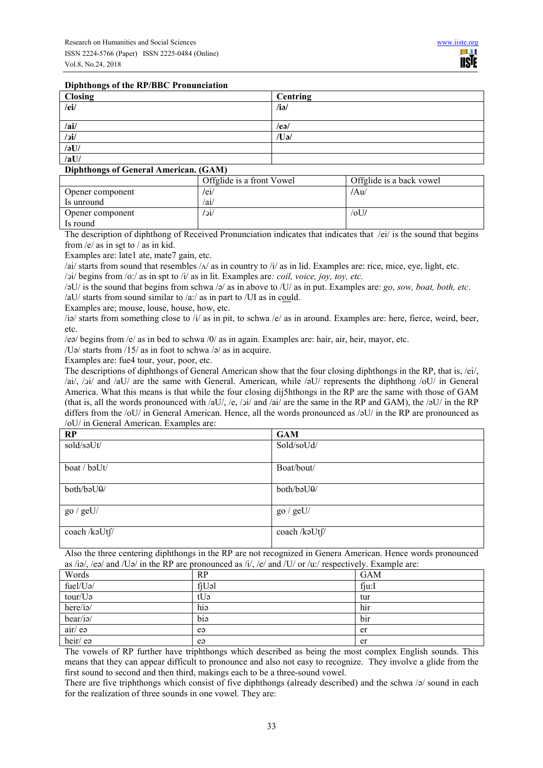**Diphthongs of the RP/BBC Pronunciation**

| Closing | Centring |
|---|---|
| /ei/ | /iə/ |
| /ai/ | /eə/ |
| /ɔi/ | /Uə/ |
| /əU/ | |
| /aU/ | |

**Diphthongs of General American. (GAM)**

| | Offglide is a front Vowel | Offglide is a back vowel |
|---|---|---|
| Opener component Is unround | /ei/ /ai/ | /Au/ |
| Opener component Is round | /ɔi/ | /oU/ |

The description of diphthong of Received Pronunciation indicates that indicates that /ei/ is the sound that begins from /e/ as in set to / as in kid.

Examples are: late1 ate, mate7 gain, etc.

/ai/ starts from sound that resembles /ʌ/ as in country to /i/ as in lid. Examples are: rice, mice, eye, light, etc.

/ɔi/ begins from /o:/ as in spt to /i/ as in lit. Examples are*: coil, voice, joy, toy, etc.*

/əU/ is the sound that begins from schwa /ə/ as in above to /U/ as in put. Examples are: *go, sow, boat, both, etc*.

/aU/ starts from sound similar to /a:/ as in part to /UI as in could.

Examples are; mouse, louse, house, how, etc.

/iə/ starts from something close to /i/ as in pit, to schwa /e/ as in around. Examples are: here, fierce, weird, beer, etc.

/eə/ begins from /e/ as in bed to schwa /0/ as in again. Examples are: hair, air, heir, mayor, etc.

/Uə/ starts from /15/ as in foot to schwa /ə/ as in acquire.

Examples are: fue4 tour, your, poor, etc.

The descriptions of diphthongs of General American show that the four closing diphthongs in the RP, that is, /ei/, /ai/, /ɔi/ and /aU/ are the same with General. American, while /əU/ represents the diphthong /oU/ in General America. What this means is that while the four closing dij5hthongs in the RP are the same with those of GAM (that is, all the words pronounced with /aU/, /e, /ɔi/ and /ai/ are the same in the RP and GAM), the /əU/ in the RP differs from the /oU/ in General American. Hence, all the words pronounced as /əU/ in the RP are pronounced as /oU/ in General American. Examples are:

| RP | GAM |
|---|---|
| sold/səUt/ | Sold/soUd/ |
| boat / bəUt/ | Boat/bout/ |
| both/bəUθ/ | both/bəUθ/ |
| go / geU/ | go / geU/ |
| coach /kəUtʃ/ | coach /kəUtʃ/ |

Also the three centering diphthongs in the RP are not recognized in Genera American. Hence words pronounced as /iə/, /eə/ and /Uə/ in the RP are pronounced as /i/, /e/ and /U/ or /u:/ respectively. Example are:

| Words | RP | GAM |
|---|---|---|
| fuel/Uə/ | fjUəl | fju:I |
| tour/Uə | tUə | tur |
| here/iə/ | hiə | hir |
| bear/iə/ | biə | bir |
| air/ eə | eə | er |
| heir/ eə | eə | er |

The vowels of RP further have triphthongs which described as being the most complex English sounds. This means that they can appear difficult to pronounce and also not easy to recognize. They involve a glide from the first sound to second and then third, makings each to be a three-sound vowel.

There are five triphthongs which consist of five diphthongs (already described) and the schwa /ə/ sound in each for the realization of three sounds in one vowel. They are: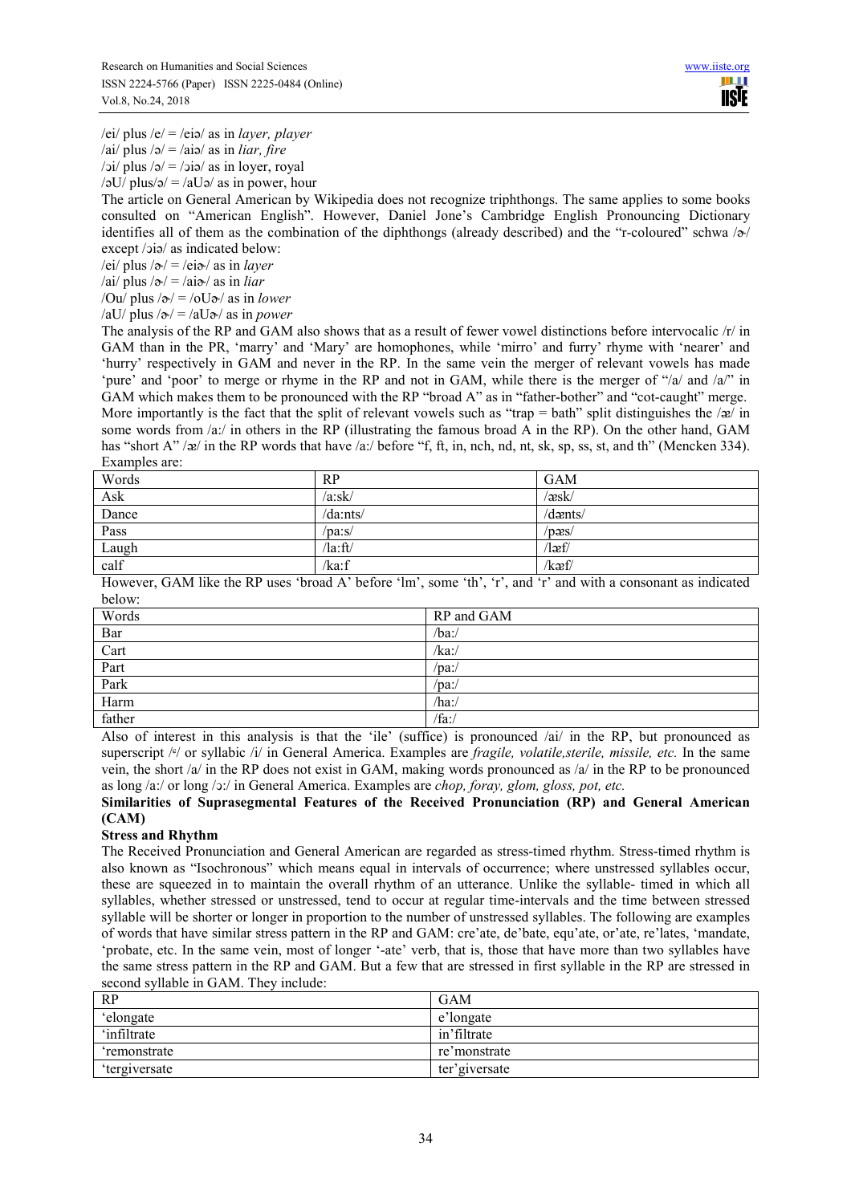/ei/ plus /e/ = /eiə/ as in *layer, player*
/ai/ plus /ə/ = /aiə/ as in *liar, fire*
/ɔi/ plus /ə/ = /ɔiə/ as in loyer, royal
/əU/ plus/ə/ = /aUə/ as in power, hour

The article on General American by Wikipedia does not recognize triphthongs. The same applies to some books consulted on "American English". However, Daniel Jone's Cambridge English Pronouncing Dictionary identifies all of them as the combination of the diphthongs (already described) and the "r-coloured" schwa /ɚ/ except /ɔiə/ as indicated below:

/ei/ plus /ɚ/ = /eiɚ/ as in *layer*
/ai/ plus /ɚ/ = /aiɚ/ as in *liar*
/Ou/ plus /ɚ/ = /oUɚ/ as in *lower*
/aU/ plus /ɚ/ = /aUɚ/ as in *power*

The analysis of the RP and GAM also shows that as a result of fewer vowel distinctions before intervocalic /r/ in GAM than in the PR, 'marry' and 'Mary' are homophones, while 'mirro' and furry' rhyme with 'nearer' and 'hurry' respectively in GAM and never in the RP. In the same vein the merger of relevant vowels has made 'pure' and 'poor' to merge or rhyme in the RP and not in GAM, while there is the merger of "/a/ and /a/" in GAM which makes them to be pronounced with the RP "broad A" as in "father-bother" and "cot-caught" merge. More importantly is the fact that the split of relevant vowels such as "trap = bath" split distinguishes the /æ/ in some words from /a:/ in others in the RP (illustrating the famous broad A in the RP). On the other hand, GAM has "short A" /æ/ in the RP words that have /a:/ before "f, ft, in, nch, nd, nt, sk, sp, ss, st, and th" (Mencken 334). Examples are:

| Words | RP | GAM |
|---|---|---|
| Ask | /a:sk/ | /æsk/ |
| Dance | /da:nts/ | /dænts/ |
| Pass | /pa:s/ | /pæs/ |
| Laugh | /la:ft/ | /læf/ |
| calf | /ka:f | /kæf/ |

However, GAM like the RP uses 'broad A' before 'lm', some 'th', 'r', and 'r' and with a consonant as indicated below:

| Words | RP and GAM |
|---|---|
| Bar | /ba:/ |
| Cart | /ka:/ |
| Part | /pa:/ |
| Park | /pa:/ |
| Harm | /ha:/ |
| father | /fa:/ |

Also of interest in this analysis is that the 'ile' (suffice) is pronounced /ai/ in the RP, but pronounced as superscript /ᵊ/ or syllabic /i/ in General America. Examples are *fragile, volatile,sterile, missile, etc.* In the same vein, the short /a/ in the RP does not exist in GAM, making words pronounced as /a/ in the RP to be pronounced as long /a:/ or long /ɔ:/ in General America. Examples are *chop, foray, glom, gloss, pot, etc.*

**Similarities of Suprasegmental Features of the Received Pronunciation (RP) and General American (CAM)**

**Stress and Rhythm**

The Received Pronunciation and General American are regarded as stress-timed rhythm. Stress-timed rhythm is also known as "Isochronous" which means equal in intervals of occurrence; where unstressed syllables occur, these are squeezed in to maintain the overall rhythm of an utterance. Unlike the syllable- timed in which all syllables, whether stressed or unstressed, tend to occur at regular time-intervals and the time between stressed syllable will be shorter or longer in proportion to the number of unstressed syllables. The following are examples of words that have similar stress pattern in the RP and GAM: cre'ate, de'bate, equ'ate, or'ate, re'lates, 'mandate, 'probate, etc. In the same vein, most of longer '-ate' verb, that is, those that have more than two syllables have the same stress pattern in the RP and GAM. But a few that are stressed in first syllable in the RP are stressed in second syllable in GAM. They include:

| RP | GAM |
|---|---|
| 'elongate | e'longate |
| 'infiltrate | in'filtrate |
| 'remonstrate | re'monstrate |
| 'tergiversate | ter'giversate |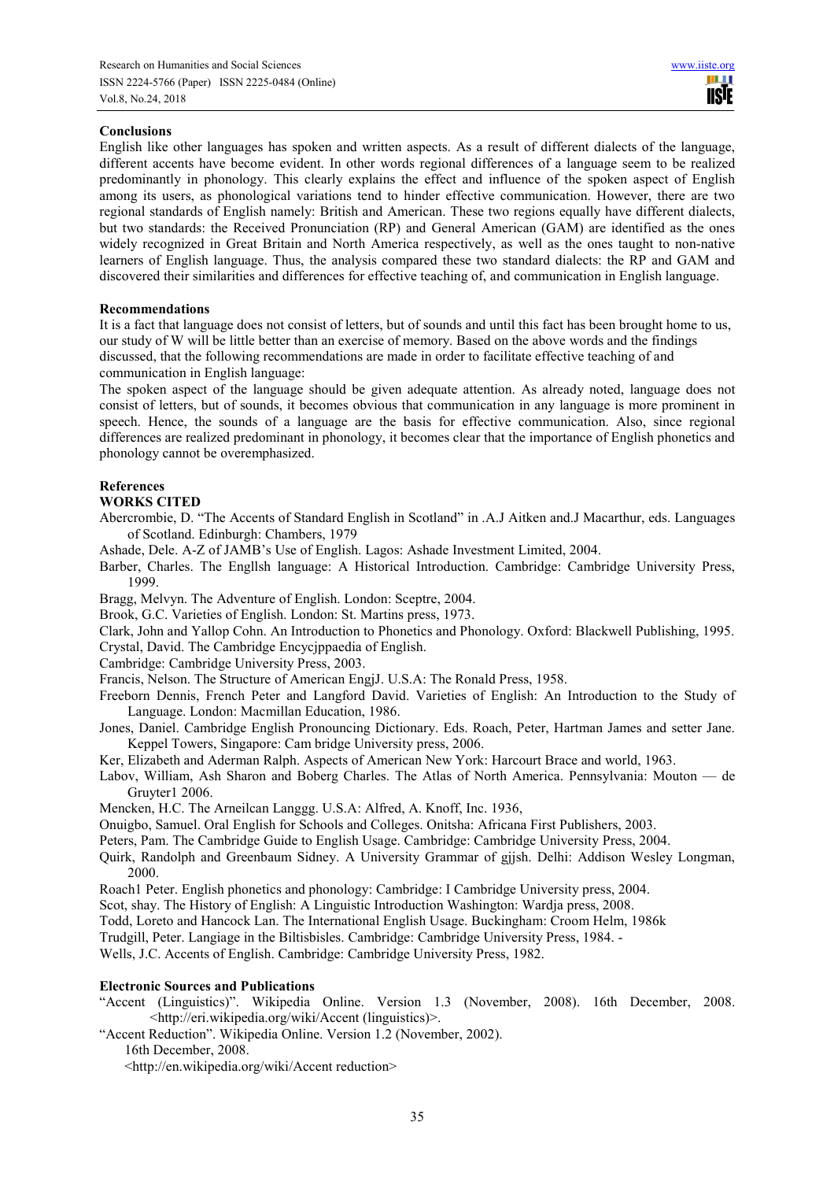## Conclusions

English like other languages has spoken and written aspects. As a result of different dialects of the language, different accents have become evident. In other words regional differences of a language seem to be realized predominantly in phonology. This clearly explains the effect and influence of the spoken aspect of English among its users, as phonological variations tend to hinder effective communication. However, there are two regional standards of English namely: British and American. These two regions equally have different dialects, but two standards: the Received Pronunciation (RP) and General American (GAM) are identified as the ones widely recognized in Great Britain and North America respectively, as well as the ones taught to non-native learners of English language. Thus, the analysis compared these two standard dialects: the RP and GAM and discovered their similarities and differences for effective teaching of, and communication in English language.

## Recommendations

It is a fact that language does not consist of letters, but of sounds and until this fact has been brought home to us, our study of W will be little better than an exercise of memory. Based on the above words and the findings discussed, that the following recommendations are made in order to facilitate effective teaching of and communication in English language:

The spoken aspect of the language should be given adequate attention. As already noted, language does not consist of letters, but of sounds, it becomes obvious that communication in any language is more prominent in speech. Hence, the sounds of a language are the basis for effective communication. Also, since regional differences are realized predominant in phonology, it becomes clear that the importance of English phonetics and phonology cannot be overemphasized.

## References

### WORKS CITED

Abercrombie, D. "The Accents of Standard English in Scotland" in .A.J Aitken and.J Macarthur, eds. Languages of Scotland. Edinburgh: Chambers, 1979

Ashade, Dele. A-Z of JAMB's Use of English. Lagos: Ashade Investment Limited, 2004.

Barber, Charles. The Engllsh language: A Historical Introduction. Cambridge: Cambridge University Press, 1999.

Bragg, Melvyn. The Adventure of English. London: Sceptre, 2004.

Brook, G.C. Varieties of English. London: St. Martins press, 1973.

Clark, John and Yallop Cohn. An Introduction to Phonetics and Phonology. Oxford: Blackwell Publishing, 1995.

Crystal, David. The Cambridge Encycjppaedia of English.

Cambridge: Cambridge University Press, 2003.

Francis, Nelson. The Structure of American EngjJ. U.S.A: The Ronald Press, 1958.

Freeborn Dennis, French Peter and Langford David. Varieties of English: An Introduction to the Study of Language. London: Macmillan Education, 1986.

Jones, Daniel. Cambridge English Pronouncing Dictionary. Eds. Roach, Peter, Hartman James and setter Jane. Keppel Towers, Singapore: Cam bridge University press, 2006.

Ker, Elizabeth and Aderman Ralph. Aspects of American New York: Harcourt Brace and world, 1963.

Labov, William, Ash Sharon and Boberg Charles. The Atlas of North America. Pennsylvania: Mouton — de Gruyter1 2006.

Mencken, H.C. The Arneilcan Langgg. U.S.A: Alfred, A. Knoff, Inc. 1936,

Onuigbo, Samuel. Oral English for Schools and Colleges. Onitsha: Africana First Publishers, 2003.

Peters, Pam. The Cambridge Guide to English Usage. Cambridge: Cambridge University Press, 2004.

Quirk, Randolph and Greenbaum Sidney. A University Grammar of gjjsh. Delhi: Addison Wesley Longman, 2000.

Roach1 Peter. English phonetics and phonology: Cambridge: I Cambridge University press, 2004.

Scot, shay. The History of English: A Linguistic Introduction Washington: Wardja press, 2008.

Todd, Loreto and Hancock Lan. The International English Usage. Buckingham: Croom Helm, 1986k

Trudgill, Peter. Langiage in the Biltisbisles. Cambridge: Cambridge University Press, 1984. -

Wells, J.C. Accents of English. Cambridge: Cambridge University Press, 1982.

### Electronic Sources and Publications

"Accent (Linguistics)". Wikipedia Online. Version 1.3 (November, 2008). 16th December, 2008. <http://eri.wikipedia.org/wiki/Accent (linguistics)>.

"Accent Reduction". Wikipedia Online. Version 1.2 (November, 2002).
16th December, 2008.
<http://en.wikipedia.org/wiki/Accent reduction>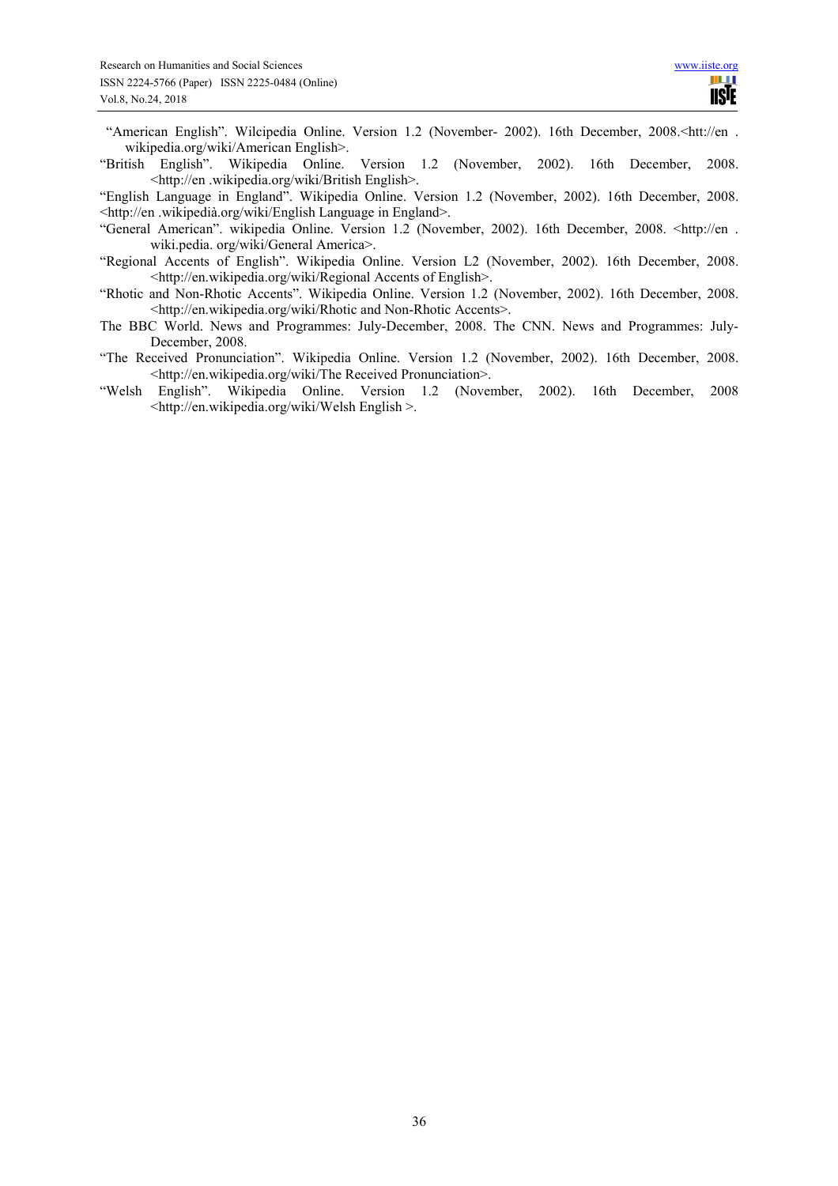"American English". Wilcipedia Online. Version 1.2 (November- 2002). 16th December, 2008.<htt://en . wikipedia.org/wiki/American English>.

"British English". Wikipedia Online. Version 1.2 (November, 2002). 16th December, 2008. <http://en .wikipedia.org/wiki/British English>.

"English Language in England". Wikipedia Online. Version 1.2 (November, 2002). 16th December, 2008. <http://en .wikipedià.org/wiki/English Language in England>.

"General American". wikipedia Online. Version 1.2 (November, 2002). 16th December, 2008. <http://en . wiki.pedia. org/wiki/General America>.

"Regional Accents of English". Wikipedia Online. Version L2 (November, 2002). 16th December, 2008. <http://en.wikipedia.org/wiki/Regional Accents of English>.

"Rhotic and Non-Rhotic Accents". Wikipedia Online. Version 1.2 (November, 2002). 16th December, 2008. <http://en.wikipedia.org/wiki/Rhotic and Non-Rhotic Accents>.

The BBC World. News and Programmes: July-December, 2008. The CNN. News and Programmes: July-December, 2008.

"The Received Pronunciation". Wikipedia Online. Version 1.2 (November, 2002). 16th December, 2008. <http://en.wikipedia.org/wiki/The Received Pronunciation>.

"Welsh English". Wikipedia Online. Version 1.2 (November, 2002). 16th December, 2008 <http://en.wikipedia.org/wiki/Welsh English >.